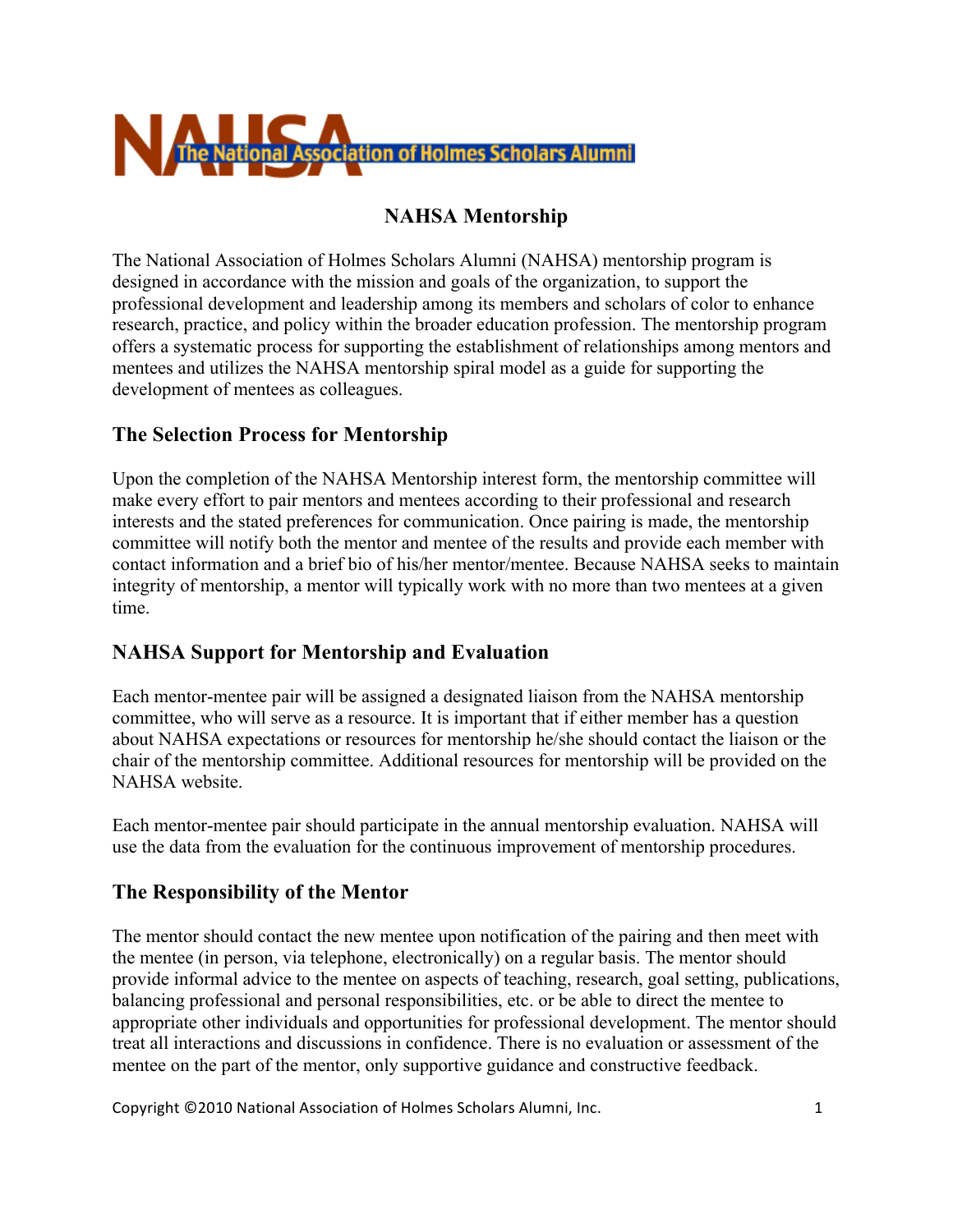NAHSA The National Association of Holmes Scholars Alumni

# NAHSA Mentorship

The National Association of Holmes Scholars Alumni (NAHSA) mentorship program is designed in accordance with the mission and goals of the organization, to support the professional development and leadership among its members and scholars of color to enhance research, practice, and policy within the broader education profession. The mentorship program offers a systematic process for supporting the establishment of relationships among mentors and mentees and utilizes the NAHSA mentorship spiral model as a guide for supporting the development of mentees as colleagues.

## The Selection Process for Mentorship

Upon the completion of the NAHSA Mentorship interest form, the mentorship committee will make every effort to pair mentors and mentees according to their professional and research interests and the stated preferences for communication. Once pairing is made, the mentorship committee will notify both the mentor and mentee of the results and provide each member with contact information and a brief bio of his/her mentor/mentee. Because NAHSA seeks to maintain integrity of mentorship, a mentor will typically work with no more than two mentees at a given time.

## NAHSA Support for Mentorship and Evaluation

Each mentor-mentee pair will be assigned a designated liaison from the NAHSA mentorship committee, who will serve as a resource. It is important that if either member has a question about NAHSA expectations or resources for mentorship he/she should contact the liaison or the chair of the mentorship committee. Additional resources for mentorship will be provided on the NAHSA website.

Each mentor-mentee pair should participate in the annual mentorship evaluation. NAHSA will use the data from the evaluation for the continuous improvement of mentorship procedures.

## The Responsibility of the Mentor

The mentor should contact the new mentee upon notification of the pairing and then meet with the mentee (in person, via telephone, electronically) on a regular basis. The mentor should provide informal advice to the mentee on aspects of teaching, research, goal setting, publications, balancing professional and personal responsibilities, etc. or be able to direct the mentee to appropriate other individuals and opportunities for professional development. The mentor should treat all interactions and discussions in confidence. There is no evaluation or assessment of the mentee on the part of the mentor, only supportive guidance and constructive feedback.

Copyright ©2010 National Association of Holmes Scholars Alumni, Inc.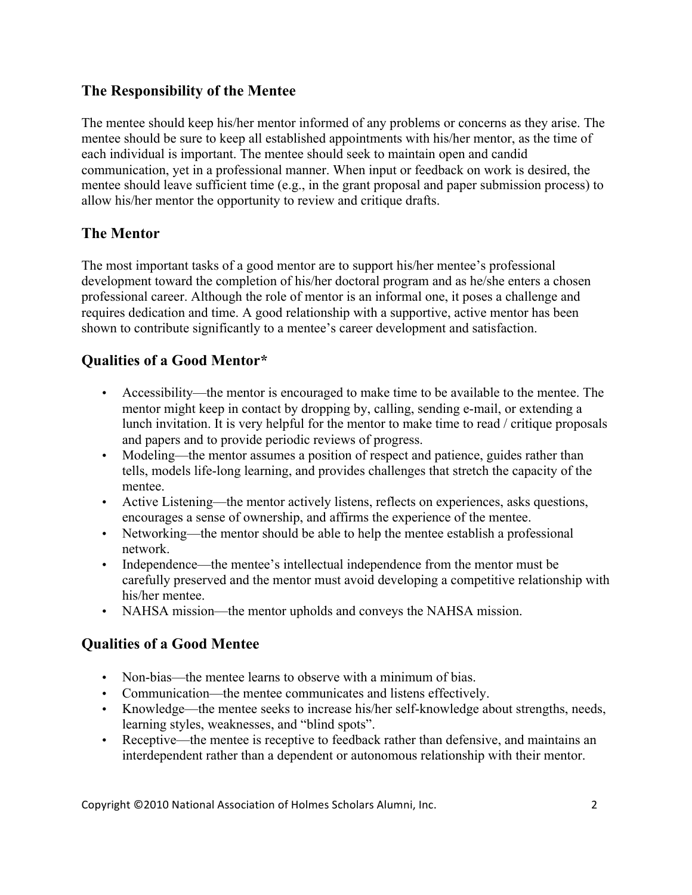## The Responsibility of the Mentee

The mentee should keep his/her mentor informed of any problems or concerns as they arise. The mentee should be sure to keep all established appointments with his/her mentor, as the time of each individual is important. The mentee should seek to maintain open and candid communication, yet in a professional manner. When input or feedback on work is desired, the mentee should leave sufficient time (e.g., in the grant proposal and paper submission process) to allow his/her mentor the opportunity to review and critique drafts.

## The Mentor

The most important tasks of a good mentor are to support his/her mentee's professional development toward the completion of his/her doctoral program and as he/she enters a chosen professional career. Although the role of mentor is an informal one, it poses a challenge and requires dedication and time. A good relationship with a supportive, active mentor has been shown to contribute significantly to a mentee's career development and satisfaction.

## Qualities of a Good Mentor*

- Accessibility—the mentor is encouraged to make time to be available to the mentee. The mentor might keep in contact by dropping by, calling, sending e-mail, or extending a lunch invitation. It is very helpful for the mentor to make time to read / critique proposals and papers and to provide periodic reviews of progress.
- Modeling—the mentor assumes a position of respect and patience, guides rather than tells, models life-long learning, and provides challenges that stretch the capacity of the mentee.
- Active Listening—the mentor actively listens, reflects on experiences, asks questions, encourages a sense of ownership, and affirms the experience of the mentee.
- Networking—the mentor should be able to help the mentee establish a professional network.
- Independence—the mentee's intellectual independence from the mentor must be carefully preserved and the mentor must avoid developing a competitive relationship with his/her mentee.
- NAHSA mission—the mentor upholds and conveys the NAHSA mission.

## Qualities of a Good Mentee

- Non-bias—the mentee learns to observe with a minimum of bias.
- Communication—the mentee communicates and listens effectively.
- Knowledge—the mentee seeks to increase his/her self-knowledge about strengths, needs, learning styles, weaknesses, and "blind spots".
- Receptive—the mentee is receptive to feedback rather than defensive, and maintains an interdependent rather than a dependent or autonomous relationship with their mentor.

Copyright ©2010 National Association of Holmes Scholars Alumni, Inc.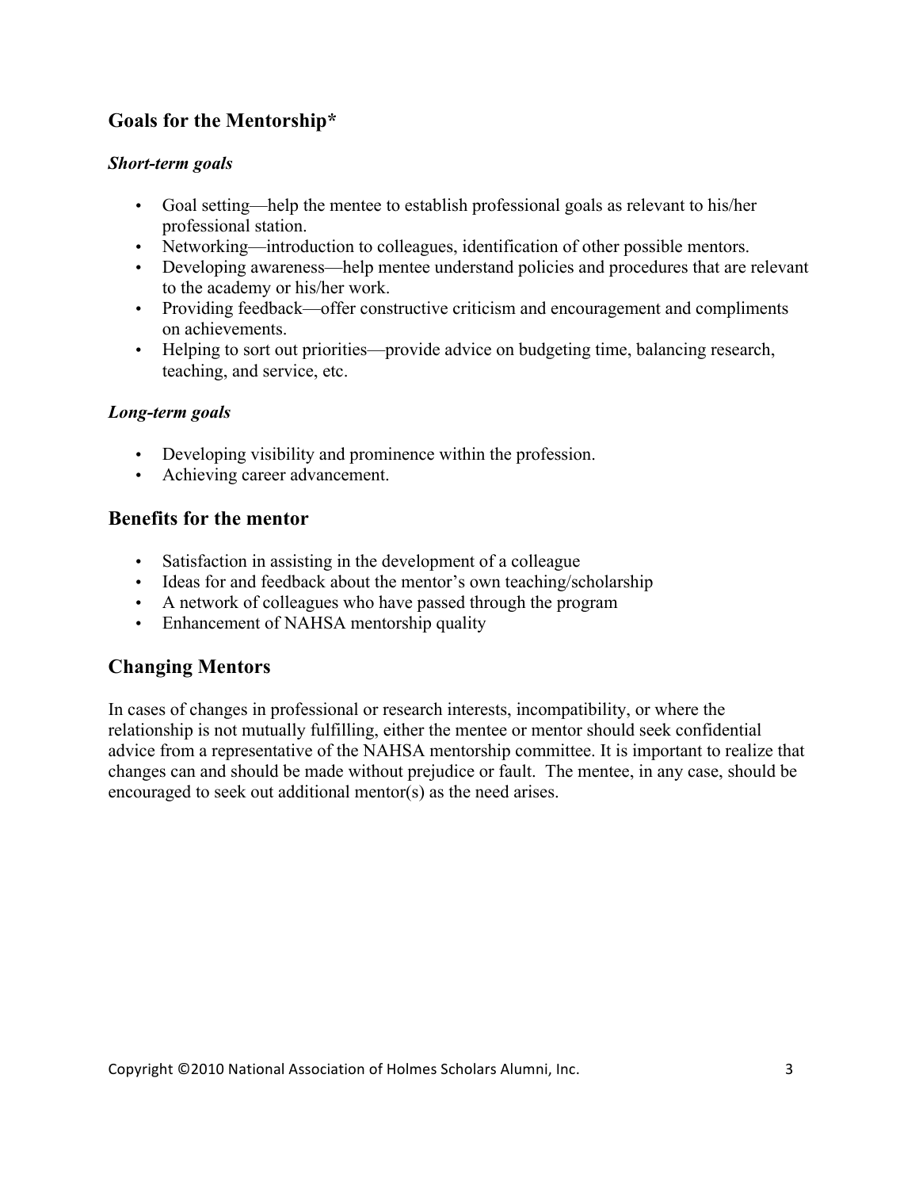## Goals for the Mentorship*

### *Short-term goals*

- Goal setting—help the mentee to establish professional goals as relevant to his/her professional station.
- Networking—introduction to colleagues, identification of other possible mentors.
- Developing awareness—help mentee understand policies and procedures that are relevant to the academy or his/her work.
- Providing feedback—offer constructive criticism and encouragement and compliments on achievements.
- Helping to sort out priorities—provide advice on budgeting time, balancing research, teaching, and service, etc.

### *Long-term goals*

- Developing visibility and prominence within the profession.
- Achieving career advancement.

## Benefits for the mentor

- Satisfaction in assisting in the development of a colleague
- Ideas for and feedback about the mentor's own teaching/scholarship
- A network of colleagues who have passed through the program
- Enhancement of NAHSA mentorship quality

## Changing Mentors

In cases of changes in professional or research interests, incompatibility, or where the relationship is not mutually fulfilling, either the mentee or mentor should seek confidential advice from a representative of the NAHSA mentorship committee. It is important to realize that changes can and should be made without prejudice or fault. The mentee, in any case, should be encouraged to seek out additional mentor(s) as the need arises.

Copyright ©2010 National Association of Holmes Scholars Alumni, Inc.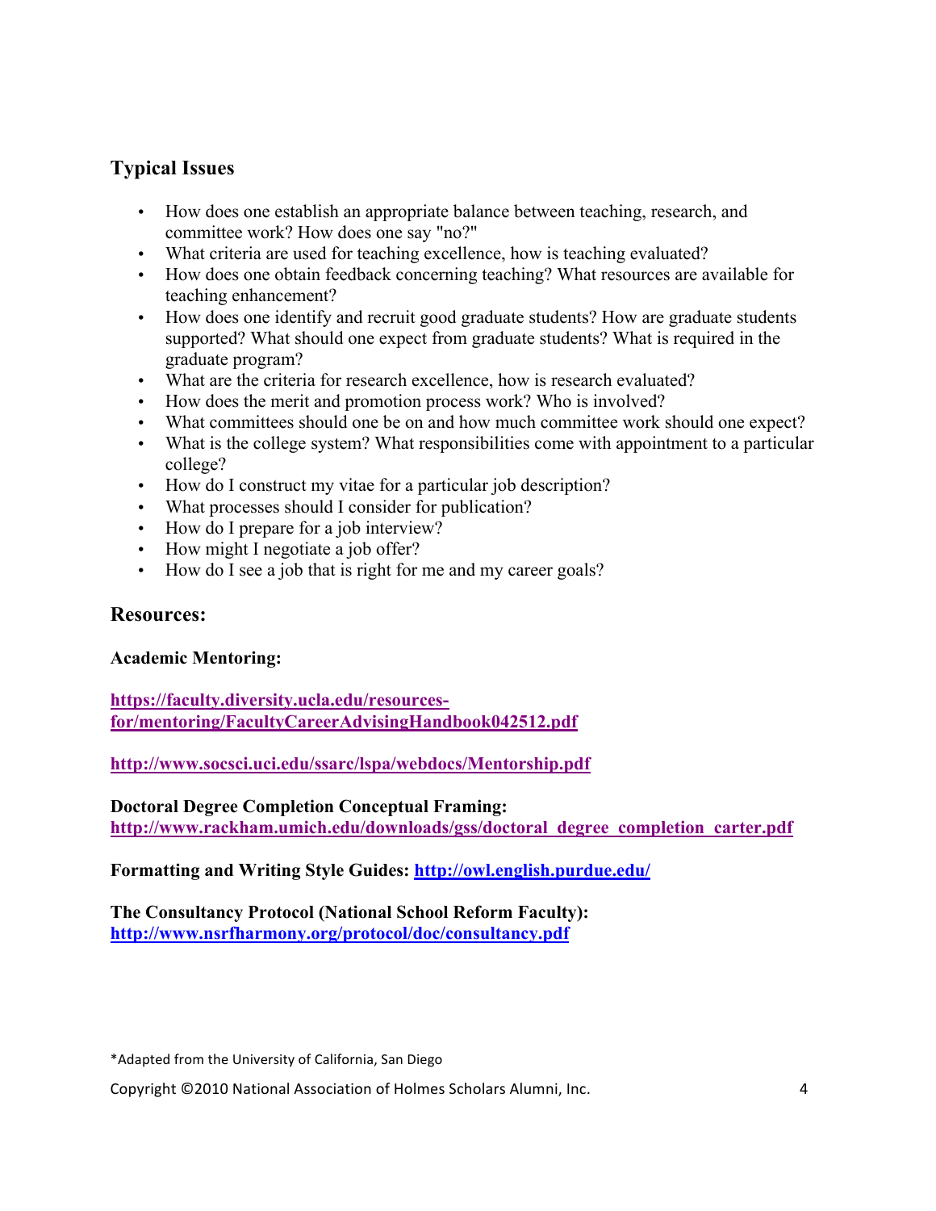## Typical Issues

- How does one establish an appropriate balance between teaching, research, and committee work? How does one say "no?"
- What criteria are used for teaching excellence, how is teaching evaluated?
- How does one obtain feedback concerning teaching? What resources are available for teaching enhancement?
- How does one identify and recruit good graduate students? How are graduate students supported? What should one expect from graduate students? What is required in the graduate program?
- What are the criteria for research excellence, how is research evaluated?
- How does the merit and promotion process work? Who is involved?
- What committees should one be on and how much committee work should one expect?
- What is the college system? What responsibilities come with appointment to a particular college?
- How do I construct my vitae for a particular job description?
- What processes should I consider for publication?
- How do I prepare for a job interview?
- How might I negotiate a job offer?
- How do I see a job that is right for me and my career goals?

## Resources:

**Academic Mentoring:**

**https://faculty.diversity.ucla.edu/resources-for/mentoring/FacultyCareerAdvisingHandbook042512.pdf**

**http://www.socsci.uci.edu/ssarc/lspa/webdocs/Mentorship.pdf**

**Doctoral Degree Completion Conceptual Framing:**
**http://www.rackham.umich.edu/downloads/gss/doctoral_degree_completion_carter.pdf**

**Formatting and Writing Style Guides: http://owl.english.purdue.edu/**

**The Consultancy Protocol (National School Reform Faculty):**
**http://www.nsrfharmony.org/protocol/doc/consultancy.pdf**

*Adapted from the University of California, San Diego

Copyright ©2010 National Association of Holmes Scholars Alumni, Inc.